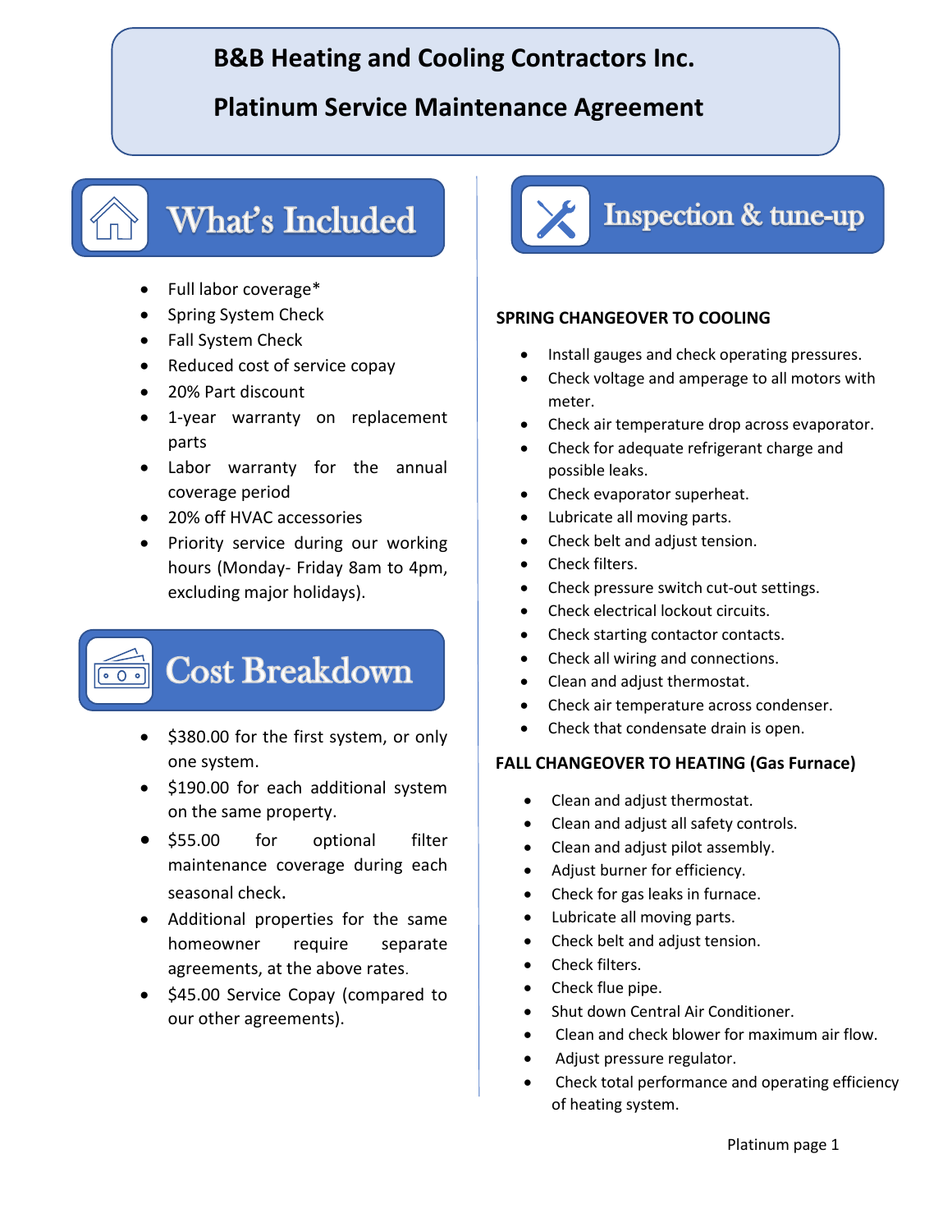# B&B Heating and Cooling Contractors Inc.

# Platinum Service Maintenance Agreement

## What's Included

- Full labor coverage*
- Spring System Check
- Fall System Check
- Reduced cost of service copay
- 20% Part discount
- 1-year warranty on replacement parts
- Labor warranty for the annual coverage period
- 20% off HVAC accessories
- Priority service during our working hours (Monday- Friday 8am to 4pm, excluding major holidays).

## Cost Breakdown

- $380.00 for the first system, or only one system.
- $190.00 for each additional system on the same property.
- $55.00 for optional filter maintenance coverage during each seasonal check.
- Additional properties for the same homeowner require separate agreements, at the above rates.
- $45.00 Service Copay (compared to our other agreements).

## Inspection & tune-up

**SPRING CHANGEOVER TO COOLING**

- Install gauges and check operating pressures.
- Check voltage and amperage to all motors with meter.
- Check air temperature drop across evaporator.
- Check for adequate refrigerant charge and possible leaks.
- Check evaporator superheat.
- Lubricate all moving parts.
- Check belt and adjust tension.
- Check filters.
- Check pressure switch cut-out settings.
- Check electrical lockout circuits.
- Check starting contactor contacts.
- Check all wiring and connections.
- Clean and adjust thermostat.
- Check air temperature across condenser.
- Check that condensate drain is open.

**FALL CHANGEOVER TO HEATING (Gas Furnace)**

- Clean and adjust thermostat.
- Clean and adjust all safety controls.
- Clean and adjust pilot assembly.
- Adjust burner for efficiency.
- Check for gas leaks in furnace.
- Lubricate all moving parts.
- Check belt and adjust tension.
- Check filters.
- Check flue pipe.
- Shut down Central Air Conditioner.
- Clean and check blower for maximum air flow.
- Adjust pressure regulator.
- Check total performance and operating efficiency of heating system.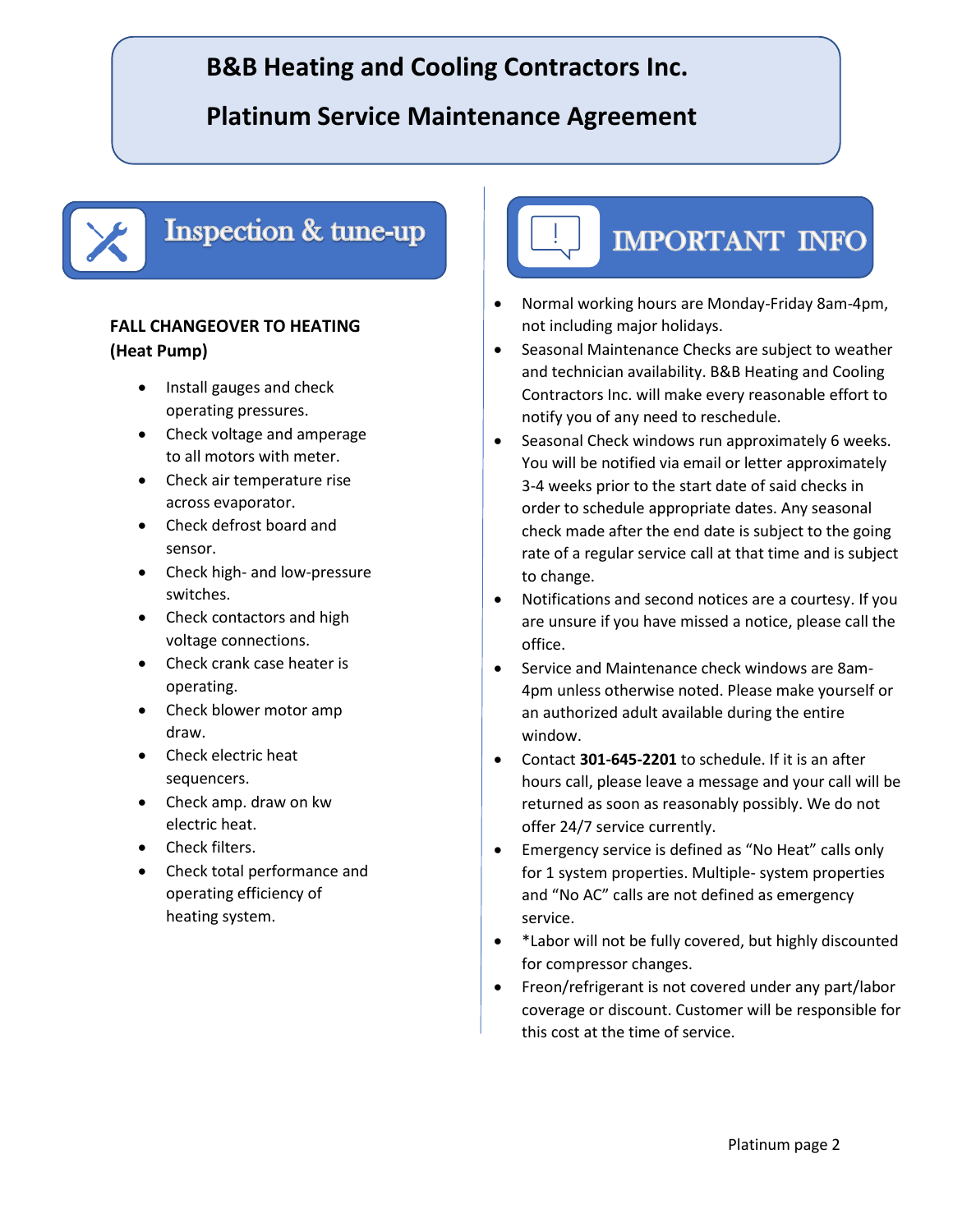# B&B Heating and Cooling Contractors Inc.

# Platinum Service Maintenance Agreement

## Inspection & tune-up

**FALL CHANGEOVER TO HEATING (Heat Pump)**

- Install gauges and check operating pressures.
- Check voltage and amperage to all motors with meter.
- Check air temperature rise across evaporator.
- Check defrost board and sensor.
- Check high- and low-pressure switches.
- Check contactors and high voltage connections.
- Check crank case heater is operating.
- Check blower motor amp draw.
- Check electric heat sequencers.
- Check amp. draw on kw electric heat.
- Check filters.
- Check total performance and operating efficiency of heating system.

## IMPORTANT INFO

- Normal working hours are Monday-Friday 8am-4pm, not including major holidays.
- Seasonal Maintenance Checks are subject to weather and technician availability. B&B Heating and Cooling Contractors Inc. will make every reasonable effort to notify you of any need to reschedule.
- Seasonal Check windows run approximately 6 weeks. You will be notified via email or letter approximately 3-4 weeks prior to the start date of said checks in order to schedule appropriate dates. Any seasonal check made after the end date is subject to the going rate of a regular service call at that time and is subject to change.
- Notifications and second notices are a courtesy. If you are unsure if you have missed a notice, please call the office.
- Service and Maintenance check windows are 8am-4pm unless otherwise noted. Please make yourself or an authorized adult available during the entire window.
- Contact **301-645-2201** to schedule. If it is an after hours call, please leave a message and your call will be returned as soon as reasonably possibly. We do not offer 24/7 service currently.
- Emergency service is defined as "No Heat" calls only for 1 system properties. Multiple- system properties and "No AC" calls are not defined as emergency service.
- *Labor will not be fully covered, but highly discounted for compressor changes.
- Freon/refrigerant is not covered under any part/labor coverage or discount. Customer will be responsible for this cost at the time of service.